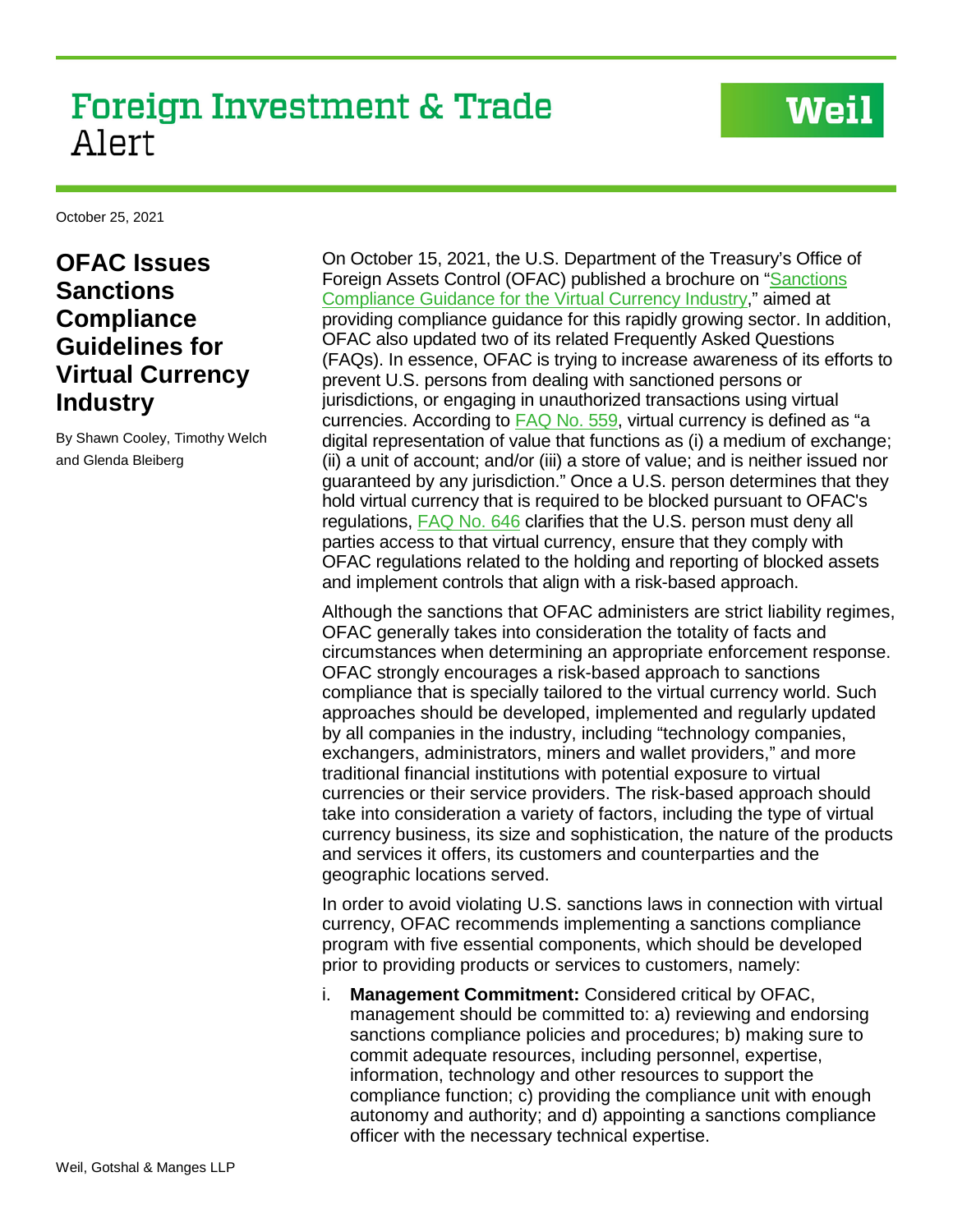# Foreign Investment & Trade Alert

October 25, 2021

## OFAC Issues Sanctions Compliance Guidelines for Virtual Currency Industry

By Shawn Cooley, Timothy Welch and Glenda Bleiberg

On October 15, 2021, the U.S. Department of the Treasury's Office of Foreign Assets Control (OFAC) published a brochure on "Sanctions Compliance Guidance for the Virtual Currency Industry," aimed at providing compliance guidance for this rapidly growing sector. In addition, OFAC also updated two of its related Frequently Asked Questions (FAQs). In essence, OFAC is trying to increase awareness of its efforts to prevent U.S. persons from dealing with sanctioned persons or jurisdictions, or engaging in unauthorized transactions using virtual currencies. According to FAQ No. 559, virtual currency is defined as "a digital representation of value that functions as (i) a medium of exchange; (ii) a unit of account; and/or (iii) a store of value; and is neither issued nor guaranteed by any jurisdiction." Once a U.S. person determines that they hold virtual currency that is required to be blocked pursuant to OFAC's regulations, FAQ No. 646 clarifies that the U.S. person must deny all parties access to that virtual currency, ensure that they comply with OFAC regulations related to the holding and reporting of blocked assets and implement controls that align with a risk-based approach.

Although the sanctions that OFAC administers are strict liability regimes, OFAC generally takes into consideration the totality of facts and circumstances when determining an appropriate enforcement response. OFAC strongly encourages a risk-based approach to sanctions compliance that is specially tailored to the virtual currency world. Such approaches should be developed, implemented and regularly updated by all companies in the industry, including "technology companies, exchangers, administrators, miners and wallet providers," and more traditional financial institutions with potential exposure to virtual currencies or their service providers. The risk-based approach should take into consideration a variety of factors, including the type of virtual currency business, its size and sophistication, the nature of the products and services it offers, its customers and counterparties and the geographic locations served.

In order to avoid violating U.S. sanctions laws in connection with virtual currency, OFAC recommends implementing a sanctions compliance program with five essential components, which should be developed prior to providing products or services to customers, namely:

i. **Management Commitment:** Considered critical by OFAC, management should be committed to: a) reviewing and endorsing sanctions compliance policies and procedures; b) making sure to commit adequate resources, including personnel, expertise, information, technology and other resources to support the compliance function; c) providing the compliance unit with enough autonomy and authority; and d) appointing a sanctions compliance officer with the necessary technical expertise.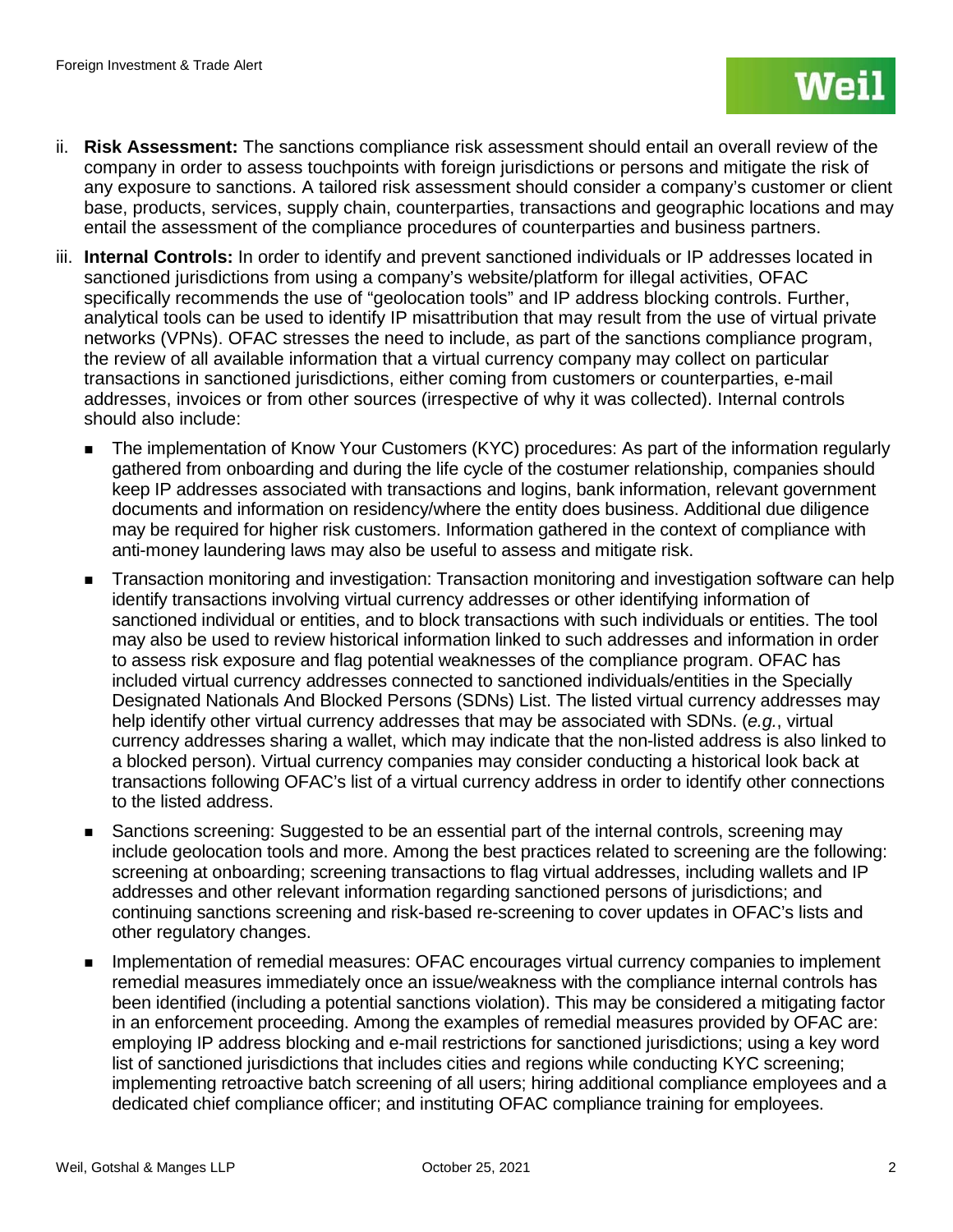ii. **Risk Assessment:** The sanctions compliance risk assessment should entail an overall review of the company in order to assess touchpoints with foreign jurisdictions or persons and mitigate the risk of any exposure to sanctions. A tailored risk assessment should consider a company's customer or client base, products, services, supply chain, counterparties, transactions and geographic locations and may entail the assessment of the compliance procedures of counterparties and business partners.

iii. **Internal Controls:** In order to identify and prevent sanctioned individuals or IP addresses located in sanctioned jurisdictions from using a company's website/platform for illegal activities, OFAC specifically recommends the use of "geolocation tools" and IP address blocking controls. Further, analytical tools can be used to identify IP misattribution that may result from the use of virtual private networks (VPNs). OFAC stresses the need to include, as part of the sanctions compliance program, the review of all available information that a virtual currency company may collect on particular transactions in sanctioned jurisdictions, either coming from customers or counterparties, e-mail addresses, invoices or from other sources (irrespective of why it was collected). Internal controls should also include:

- The implementation of Know Your Customers (KYC) procedures: As part of the information regularly gathered from onboarding and during the life cycle of the costumer relationship, companies should keep IP addresses associated with transactions and logins, bank information, relevant government documents and information on residency/where the entity does business. Additional due diligence may be required for higher risk customers. Information gathered in the context of compliance with anti-money laundering laws may also be useful to assess and mitigate risk.
- Transaction monitoring and investigation: Transaction monitoring and investigation software can help identify transactions involving virtual currency addresses or other identifying information of sanctioned individual or entities, and to block transactions with such individuals or entities. The tool may also be used to review historical information linked to such addresses and information in order to assess risk exposure and flag potential weaknesses of the compliance program. OFAC has included virtual currency addresses connected to sanctioned individuals/entities in the Specially Designated Nationals And Blocked Persons (SDNs) List. The listed virtual currency addresses may help identify other virtual currency addresses that may be associated with SDNs. (*e.g.*, virtual currency addresses sharing a wallet, which may indicate that the non-listed address is also linked to a blocked person). Virtual currency companies may consider conducting a historical look back at transactions following OFAC's list of a virtual currency address in order to identify other connections to the listed address.
- Sanctions screening: Suggested to be an essential part of the internal controls, screening may include geolocation tools and more. Among the best practices related to screening are the following: screening at onboarding; screening transactions to flag virtual addresses, including wallets and IP addresses and other relevant information regarding sanctioned persons of jurisdictions; and continuing sanctions screening and risk-based re-screening to cover updates in OFAC's lists and other regulatory changes.
- Implementation of remedial measures: OFAC encourages virtual currency companies to implement remedial measures immediately once an issue/weakness with the compliance internal controls has been identified (including a potential sanctions violation). This may be considered a mitigating factor in an enforcement proceeding. Among the examples of remedial measures provided by OFAC are: employing IP address blocking and e-mail restrictions for sanctioned jurisdictions; using a key word list of sanctioned jurisdictions that includes cities and regions while conducting KYC screening; implementing retroactive batch screening of all users; hiring additional compliance employees and a dedicated chief compliance officer; and instituting OFAC compliance training for employees.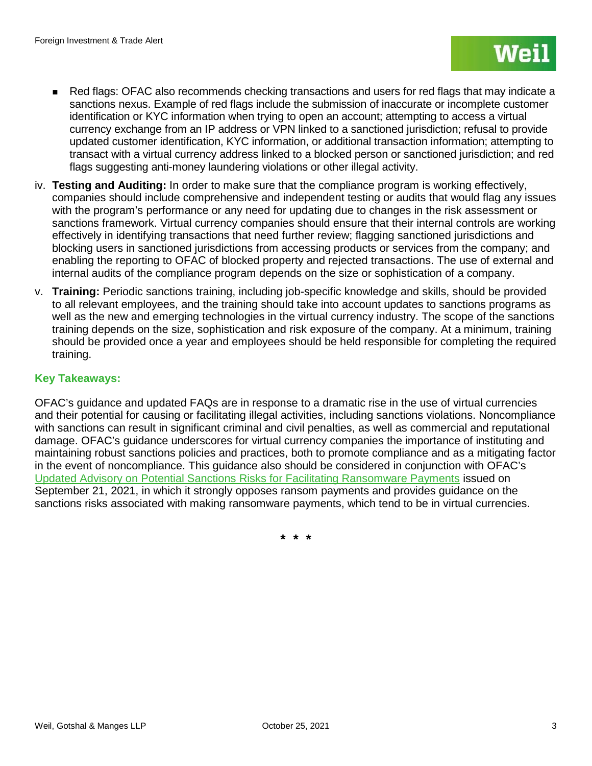- Red flags: OFAC also recommends checking transactions and users for red flags that may indicate a sanctions nexus. Example of red flags include the submission of inaccurate or incomplete customer identification or KYC information when trying to open an account; attempting to access a virtual currency exchange from an IP address or VPN linked to a sanctioned jurisdiction; refusal to provide updated customer identification, KYC information, or additional transaction information; attempting to transact with a virtual currency address linked to a blocked person or sanctioned jurisdiction; and red flags suggesting anti-money laundering violations or other illegal activity.

iv. **Testing and Auditing:** In order to make sure that the compliance program is working effectively, companies should include comprehensive and independent testing or audits that would flag any issues with the program's performance or any need for updating due to changes in the risk assessment or sanctions framework. Virtual currency companies should ensure that their internal controls are working effectively in identifying transactions that need further review; flagging sanctioned jurisdictions and blocking users in sanctioned jurisdictions from accessing products or services from the company; and enabling the reporting to OFAC of blocked property and rejected transactions. The use of external and internal audits of the compliance program depends on the size or sophistication of a company.

v. **Training:** Periodic sanctions training, including job-specific knowledge and skills, should be provided to all relevant employees, and the training should take into account updates to sanctions programs as well as the new and emerging technologies in the virtual currency industry. The scope of the sanctions training depends on the size, sophistication and risk exposure of the company. At a minimum, training should be provided once a year and employees should be held responsible for completing the required training.

### Key Takeaways:

OFAC's guidance and updated FAQs are in response to a dramatic rise in the use of virtual currencies and their potential for causing or facilitating illegal activities, including sanctions violations. Noncompliance with sanctions can result in significant criminal and civil penalties, as well as commercial and reputational damage. OFAC's guidance underscores for virtual currency companies the importance of instituting and maintaining robust sanctions policies and practices, both to promote compliance and as a mitigating factor in the event of noncompliance. This guidance also should be considered in conjunction with OFAC's Updated Advisory on Potential Sanctions Risks for Facilitating Ransomware Payments issued on September 21, 2021, in which it strongly opposes ransom payments and provides guidance on the sanctions risks associated with making ransomware payments, which tend to be in virtual currencies.

\* \* \*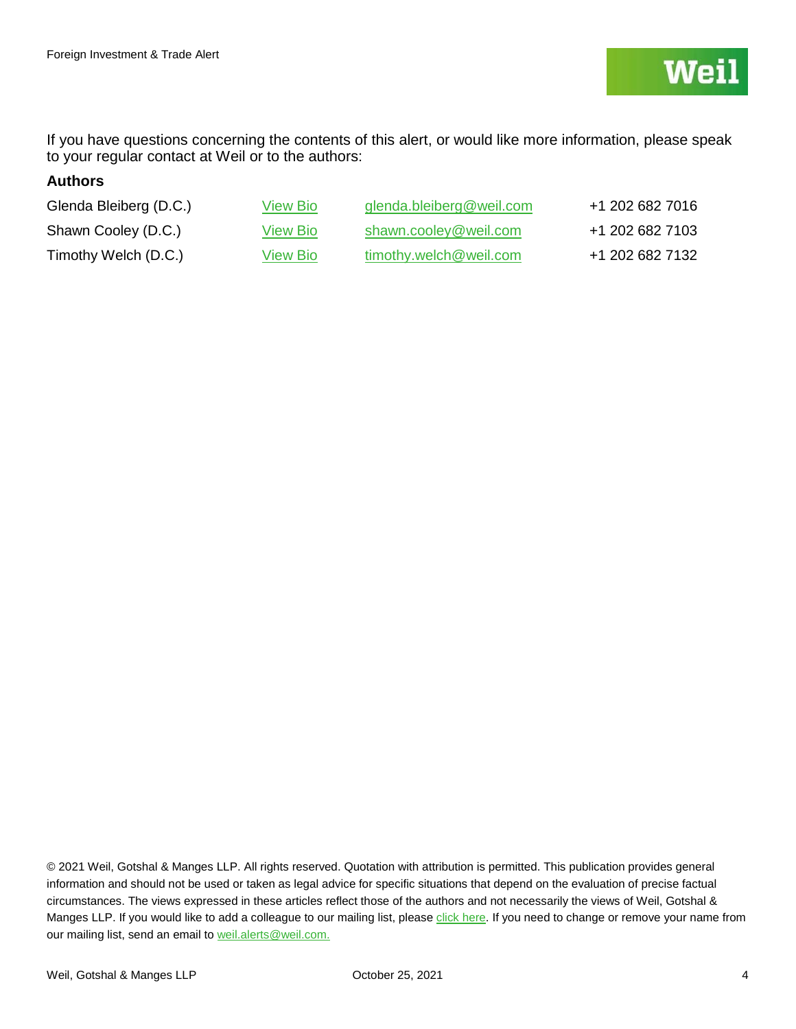If you have questions concerning the contents of this alert, or would like more information, please speak to your regular contact at Weil or to the authors:

**Authors**

| | | | |
|---|---|---|---|
| Glenda Bleiberg (D.C.) | View Bio | glenda.bleiberg@weil.com | +1 202 682 7016 |
| Shawn Cooley (D.C.) | View Bio | shawn.cooley@weil.com | +1 202 682 7103 |
| Timothy Welch (D.C.) | View Bio | timothy.welch@weil.com | +1 202 682 7132 |

© 2021 Weil, Gotshal & Manges LLP. All rights reserved. Quotation with attribution is permitted. This publication provides general information and should not be used or taken as legal advice for specific situations that depend on the evaluation of precise factual circumstances. The views expressed in these articles reflect those of the authors and not necessarily the views of Weil, Gotshal & Manges LLP. If you would like to add a colleague to our mailing list, please click here. If you need to change or remove your name from our mailing list, send an email to weil.alerts@weil.com.